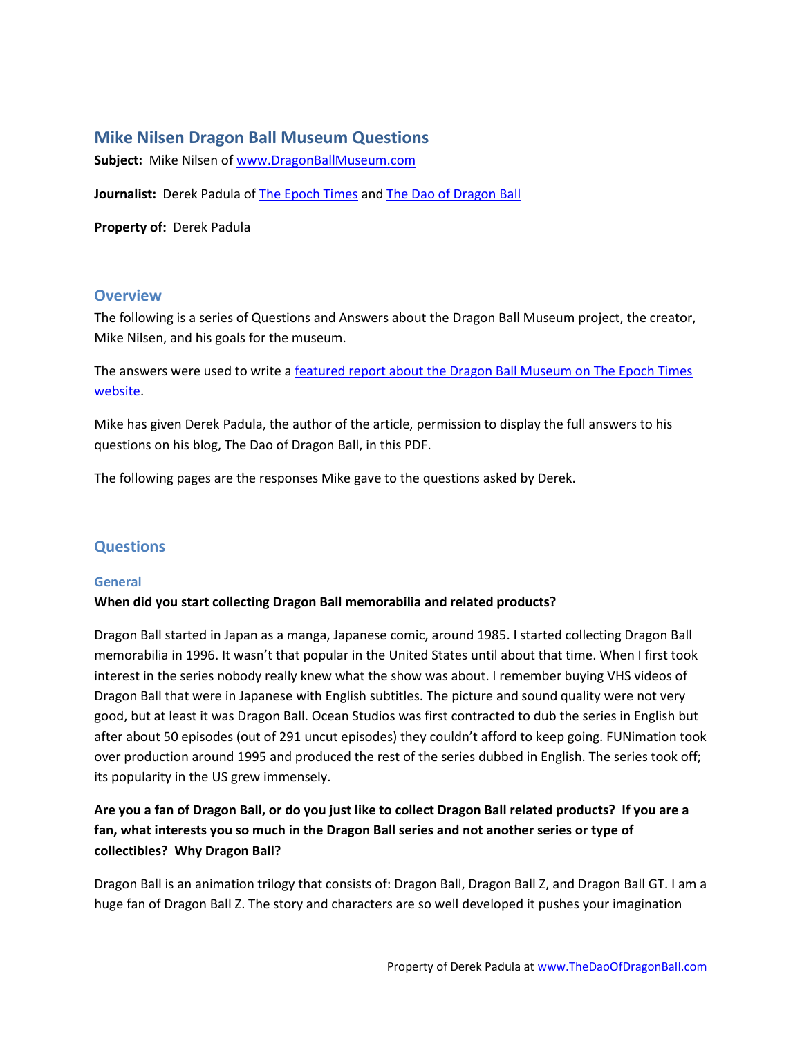# Mike Nilsen Dragon Ball Museum Questions

**Subject:** Mike Nilsen of www.DragonBallMuseum.com

**Journalist:** Derek Padula of The Epoch Times and The Dao of Dragon Ball

**Property of:** Derek Padula

## Overview

The following is a series of Questions and Answers about the Dragon Ball Museum project, the creator, Mike Nilsen, and his goals for the museum.

The answers were used to write a featured report about the Dragon Ball Museum on The Epoch Times website.

Mike has given Derek Padula, the author of the article, permission to display the full answers to his questions on his blog, The Dao of Dragon Ball, in this PDF.

The following pages are the responses Mike gave to the questions asked by Derek.

## Questions

### General

**When did you start collecting Dragon Ball memorabilia and related products?**

Dragon Ball started in Japan as a manga, Japanese comic, around 1985. I started collecting Dragon Ball memorabilia in 1996. It wasn't that popular in the United States until about that time. When I first took interest in the series nobody really knew what the show was about. I remember buying VHS videos of Dragon Ball that were in Japanese with English subtitles. The picture and sound quality were not very good, but at least it was Dragon Ball. Ocean Studios was first contracted to dub the series in English but after about 50 episodes (out of 291 uncut episodes) they couldn't afford to keep going. FUNimation took over production around 1995 and produced the rest of the series dubbed in English. The series took off; its popularity in the US grew immensely.

**Are you a fan of Dragon Ball, or do you just like to collect Dragon Ball related products? If you are a fan, what interests you so much in the Dragon Ball series and not another series or type of collectibles? Why Dragon Ball?**

Dragon Ball is an animation trilogy that consists of: Dragon Ball, Dragon Ball Z, and Dragon Ball GT. I am a huge fan of Dragon Ball Z. The story and characters are so well developed it pushes your imagination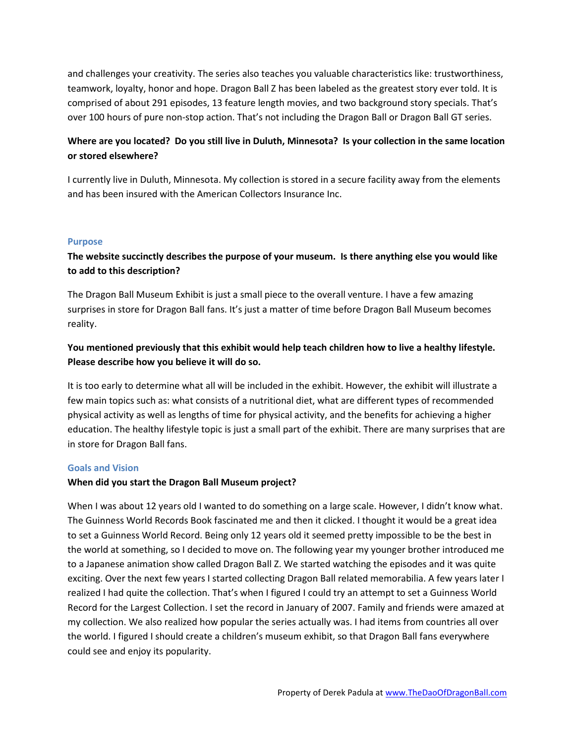and challenges your creativity. The series also teaches you valuable characteristics like: trustworthiness, teamwork, loyalty, honor and hope. Dragon Ball Z has been labeled as the greatest story ever told. It is comprised of about 291 episodes, 13 feature length movies, and two background story specials. That's over 100 hours of pure non-stop action. That's not including the Dragon Ball or Dragon Ball GT series.

**Where are you located? Do you still live in Duluth, Minnesota? Is your collection in the same location or stored elsewhere?**

I currently live in Duluth, Minnesota. My collection is stored in a secure facility away from the elements and has been insured with the American Collectors Insurance Inc.

## Purpose

**The website succinctly describes the purpose of your museum. Is there anything else you would like to add to this description?**

The Dragon Ball Museum Exhibit is just a small piece to the overall venture. I have a few amazing surprises in store for Dragon Ball fans. It's just a matter of time before Dragon Ball Museum becomes reality.

**You mentioned previously that this exhibit would help teach children how to live a healthy lifestyle. Please describe how you believe it will do so.**

It is too early to determine what all will be included in the exhibit. However, the exhibit will illustrate a few main topics such as: what consists of a nutritional diet, what are different types of recommended physical activity as well as lengths of time for physical activity, and the benefits for achieving a higher education. The healthy lifestyle topic is just a small part of the exhibit. There are many surprises that are in store for Dragon Ball fans.

## Goals and Vision

**When did you start the Dragon Ball Museum project?**

When I was about 12 years old I wanted to do something on a large scale. However, I didn't know what. The Guinness World Records Book fascinated me and then it clicked. I thought it would be a great idea to set a Guinness World Record. Being only 12 years old it seemed pretty impossible to be the best in the world at something, so I decided to move on. The following year my younger brother introduced me to a Japanese animation show called Dragon Ball Z. We started watching the episodes and it was quite exciting. Over the next few years I started collecting Dragon Ball related memorabilia. A few years later I realized I had quite the collection. That's when I figured I could try an attempt to set a Guinness World Record for the Largest Collection. I set the record in January of 2007. Family and friends were amazed at my collection. We also realized how popular the series actually was. I had items from countries all over the world. I figured I should create a children's museum exhibit, so that Dragon Ball fans everywhere could see and enjoy its popularity.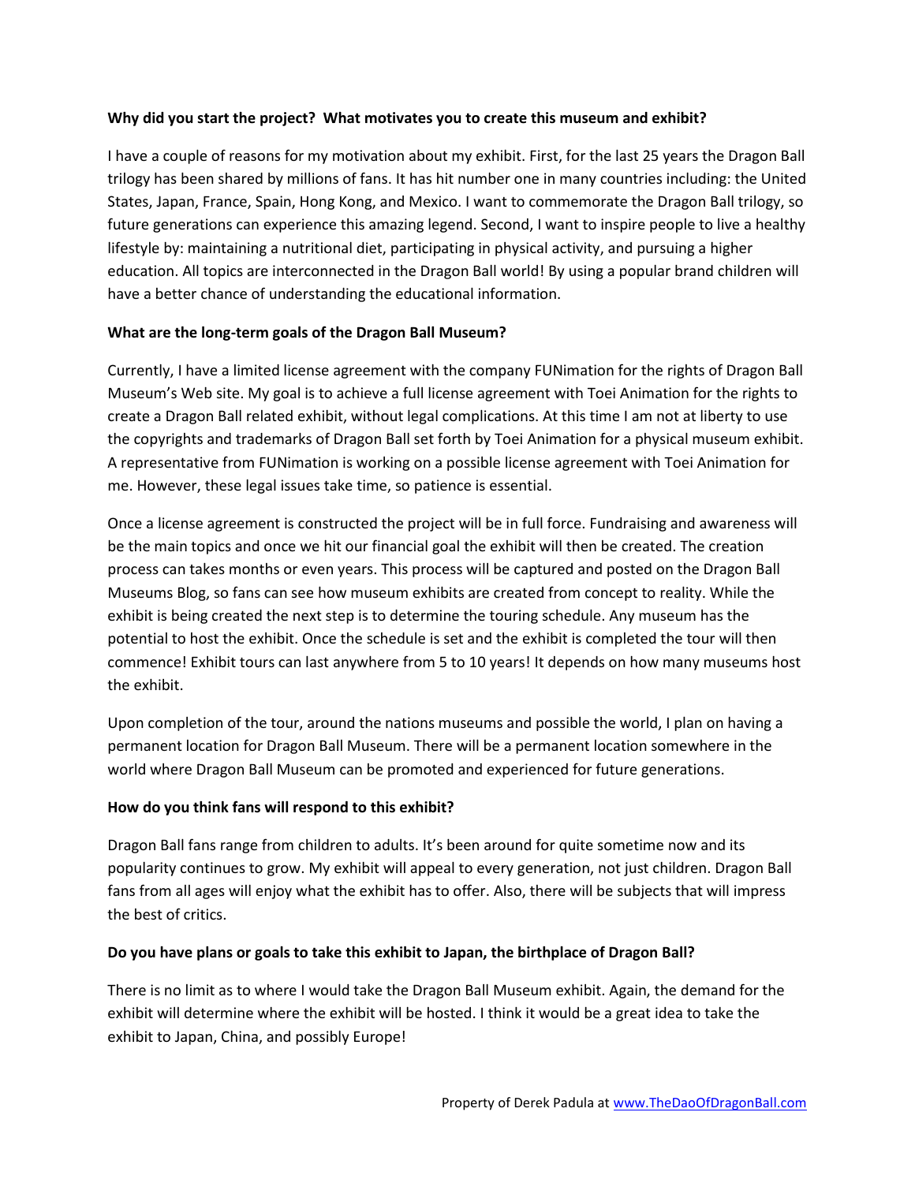**Why did you start the project? What motivates you to create this museum and exhibit?**

I have a couple of reasons for my motivation about my exhibit. First, for the last 25 years the Dragon Ball trilogy has been shared by millions of fans. It has hit number one in many countries including: the United States, Japan, France, Spain, Hong Kong, and Mexico. I want to commemorate the Dragon Ball trilogy, so future generations can experience this amazing legend. Second, I want to inspire people to live a healthy lifestyle by: maintaining a nutritional diet, participating in physical activity, and pursuing a higher education. All topics are interconnected in the Dragon Ball world! By using a popular brand children will have a better chance of understanding the educational information.

**What are the long-term goals of the Dragon Ball Museum?**

Currently, I have a limited license agreement with the company FUNimation for the rights of Dragon Ball Museum's Web site. My goal is to achieve a full license agreement with Toei Animation for the rights to create a Dragon Ball related exhibit, without legal complications. At this time I am not at liberty to use the copyrights and trademarks of Dragon Ball set forth by Toei Animation for a physical museum exhibit. A representative from FUNimation is working on a possible license agreement with Toei Animation for me. However, these legal issues take time, so patience is essential.

Once a license agreement is constructed the project will be in full force. Fundraising and awareness will be the main topics and once we hit our financial goal the exhibit will then be created. The creation process can takes months or even years. This process will be captured and posted on the Dragon Ball Museums Blog, so fans can see how museum exhibits are created from concept to reality. While the exhibit is being created the next step is to determine the touring schedule. Any museum has the potential to host the exhibit. Once the schedule is set and the exhibit is completed the tour will then commence! Exhibit tours can last anywhere from 5 to 10 years! It depends on how many museums host the exhibit.

Upon completion of the tour, around the nations museums and possible the world, I plan on having a permanent location for Dragon Ball Museum. There will be a permanent location somewhere in the world where Dragon Ball Museum can be promoted and experienced for future generations.

**How do you think fans will respond to this exhibit?**

Dragon Ball fans range from children to adults. It's been around for quite sometime now and its popularity continues to grow. My exhibit will appeal to every generation, not just children. Dragon Ball fans from all ages will enjoy what the exhibit has to offer. Also, there will be subjects that will impress the best of critics.

**Do you have plans or goals to take this exhibit to Japan, the birthplace of Dragon Ball?**

There is no limit as to where I would take the Dragon Ball Museum exhibit. Again, the demand for the exhibit will determine where the exhibit will be hosted. I think it would be a great idea to take the exhibit to Japan, China, and possibly Europe!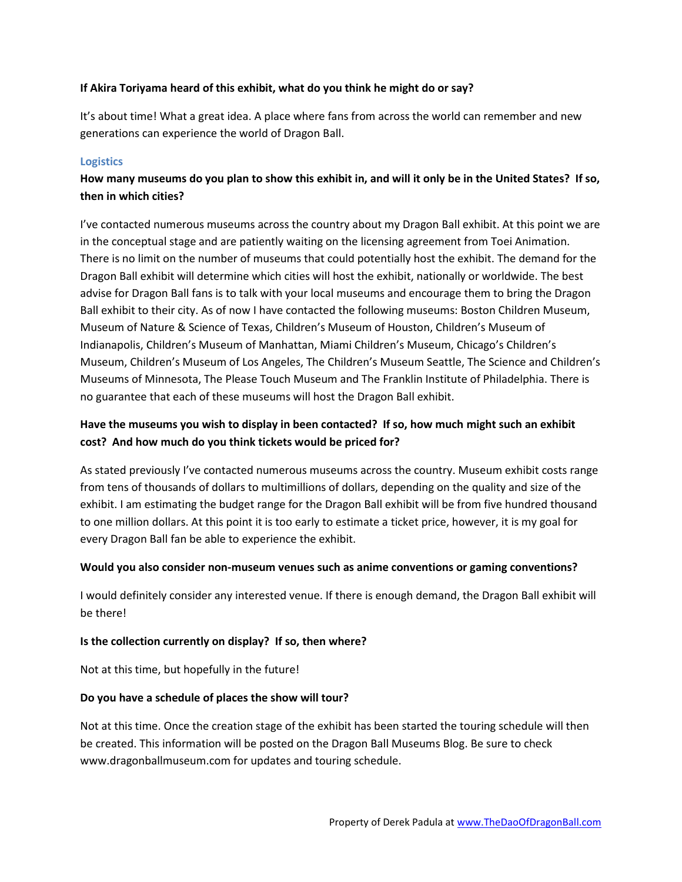**If Akira Toriyama heard of this exhibit, what do you think he might do or say?**

It's about time! What a great idea. A place where fans from across the world can remember and new generations can experience the world of Dragon Ball.

## Logistics

**How many museums do you plan to show this exhibit in, and will it only be in the United States? If so, then in which cities?**

I've contacted numerous museums across the country about my Dragon Ball exhibit. At this point we are in the conceptual stage and are patiently waiting on the licensing agreement from Toei Animation. There is no limit on the number of museums that could potentially host the exhibit. The demand for the Dragon Ball exhibit will determine which cities will host the exhibit, nationally or worldwide. The best advise for Dragon Ball fans is to talk with your local museums and encourage them to bring the Dragon Ball exhibit to their city. As of now I have contacted the following museums: Boston Children Museum, Museum of Nature & Science of Texas, Children's Museum of Houston, Children's Museum of Indianapolis, Children's Museum of Manhattan, Miami Children's Museum, Chicago's Children's Museum, Children's Museum of Los Angeles, The Children's Museum Seattle, The Science and Children's Museums of Minnesota, The Please Touch Museum and The Franklin Institute of Philadelphia. There is no guarantee that each of these museums will host the Dragon Ball exhibit.

**Have the museums you wish to display in been contacted? If so, how much might such an exhibit cost? And how much do you think tickets would be priced for?**

As stated previously I've contacted numerous museums across the country. Museum exhibit costs range from tens of thousands of dollars to multimillions of dollars, depending on the quality and size of the exhibit. I am estimating the budget range for the Dragon Ball exhibit will be from five hundred thousand to one million dollars. At this point it is too early to estimate a ticket price, however, it is my goal for every Dragon Ball fan be able to experience the exhibit.

**Would you also consider non-museum venues such as anime conventions or gaming conventions?**

I would definitely consider any interested venue. If there is enough demand, the Dragon Ball exhibit will be there!

**Is the collection currently on display? If so, then where?**

Not at this time, but hopefully in the future!

**Do you have a schedule of places the show will tour?**

Not at this time. Once the creation stage of the exhibit has been started the touring schedule will then be created. This information will be posted on the Dragon Ball Museums Blog. Be sure to check www.dragonballmuseum.com for updates and touring schedule.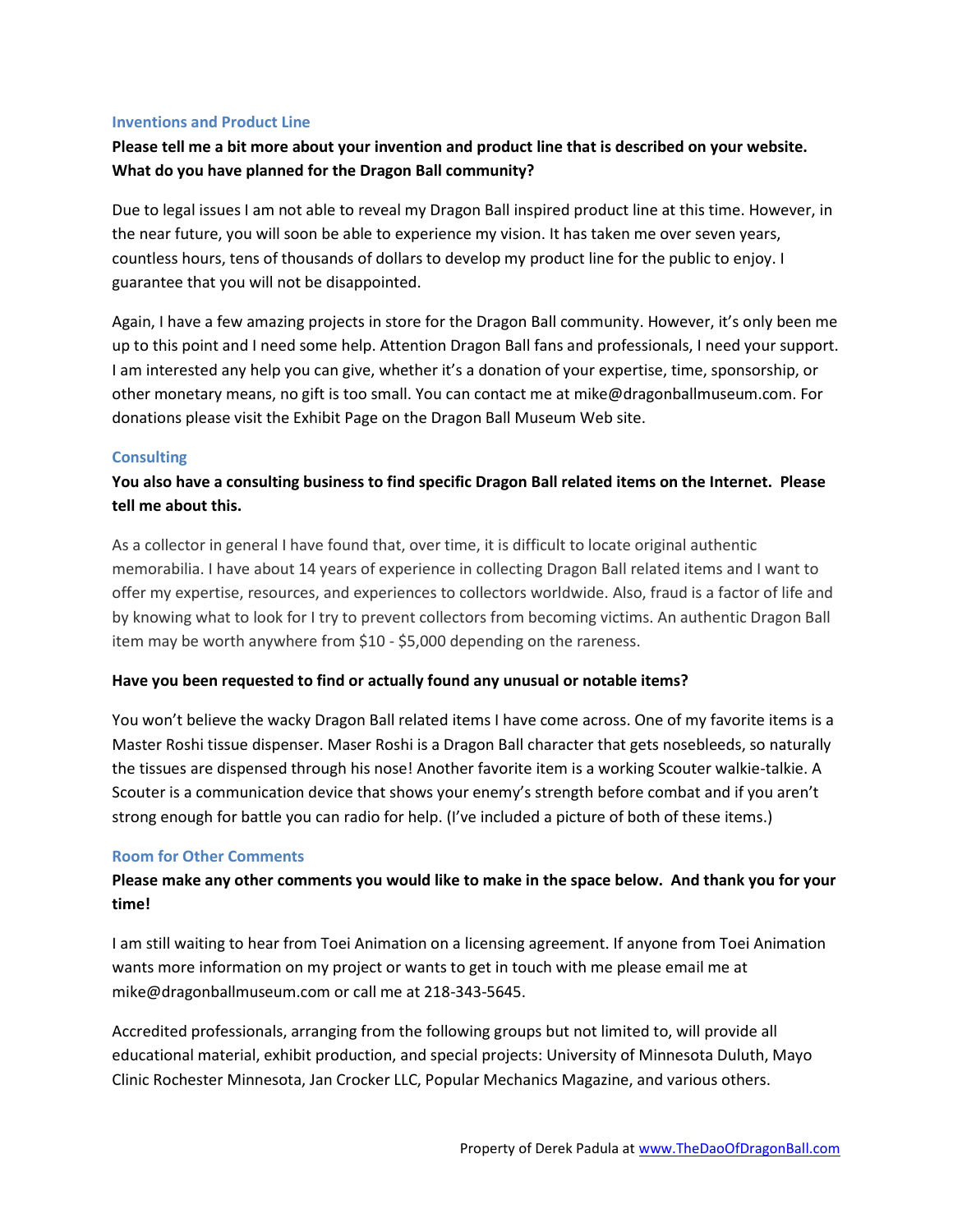### Inventions and Product Line

**Please tell me a bit more about your invention and product line that is described on your website. What do you have planned for the Dragon Ball community?**

Due to legal issues I am not able to reveal my Dragon Ball inspired product line at this time. However, in the near future, you will soon be able to experience my vision. It has taken me over seven years, countless hours, tens of thousands of dollars to develop my product line for the public to enjoy. I guarantee that you will not be disappointed.

Again, I have a few amazing projects in store for the Dragon Ball community. However, it's only been me up to this point and I need some help. Attention Dragon Ball fans and professionals, I need your support. I am interested any help you can give, whether it's a donation of your expertise, time, sponsorship, or other monetary means, no gift is too small. You can contact me at mike@dragonballmuseum.com. For donations please visit the Exhibit Page on the Dragon Ball Museum Web site.

### Consulting

**You also have a consulting business to find specific Dragon Ball related items on the Internet. Please tell me about this.**

As a collector in general I have found that, over time, it is difficult to locate original authentic memorabilia. I have about 14 years of experience in collecting Dragon Ball related items and I want to offer my expertise, resources, and experiences to collectors worldwide. Also, fraud is a factor of life and by knowing what to look for I try to prevent collectors from becoming victims. An authentic Dragon Ball item may be worth anywhere from $10 - $5,000 depending on the rareness.

**Have you been requested to find or actually found any unusual or notable items?**

You won't believe the wacky Dragon Ball related items I have come across. One of my favorite items is a Master Roshi tissue dispenser. Maser Roshi is a Dragon Ball character that gets nosebleeds, so naturally the tissues are dispensed through his nose! Another favorite item is a working Scouter walkie-talkie. A Scouter is a communication device that shows your enemy's strength before combat and if you aren't strong enough for battle you can radio for help. (I've included a picture of both of these items.)

### Room for Other Comments

**Please make any other comments you would like to make in the space below. And thank you for your time!**

I am still waiting to hear from Toei Animation on a licensing agreement. If anyone from Toei Animation wants more information on my project or wants to get in touch with me please email me at mike@dragonballmuseum.com or call me at 218-343-5645.

Accredited professionals, arranging from the following groups but not limited to, will provide all educational material, exhibit production, and special projects: University of Minnesota Duluth, Mayo Clinic Rochester Minnesota, Jan Crocker LLC, Popular Mechanics Magazine, and various others.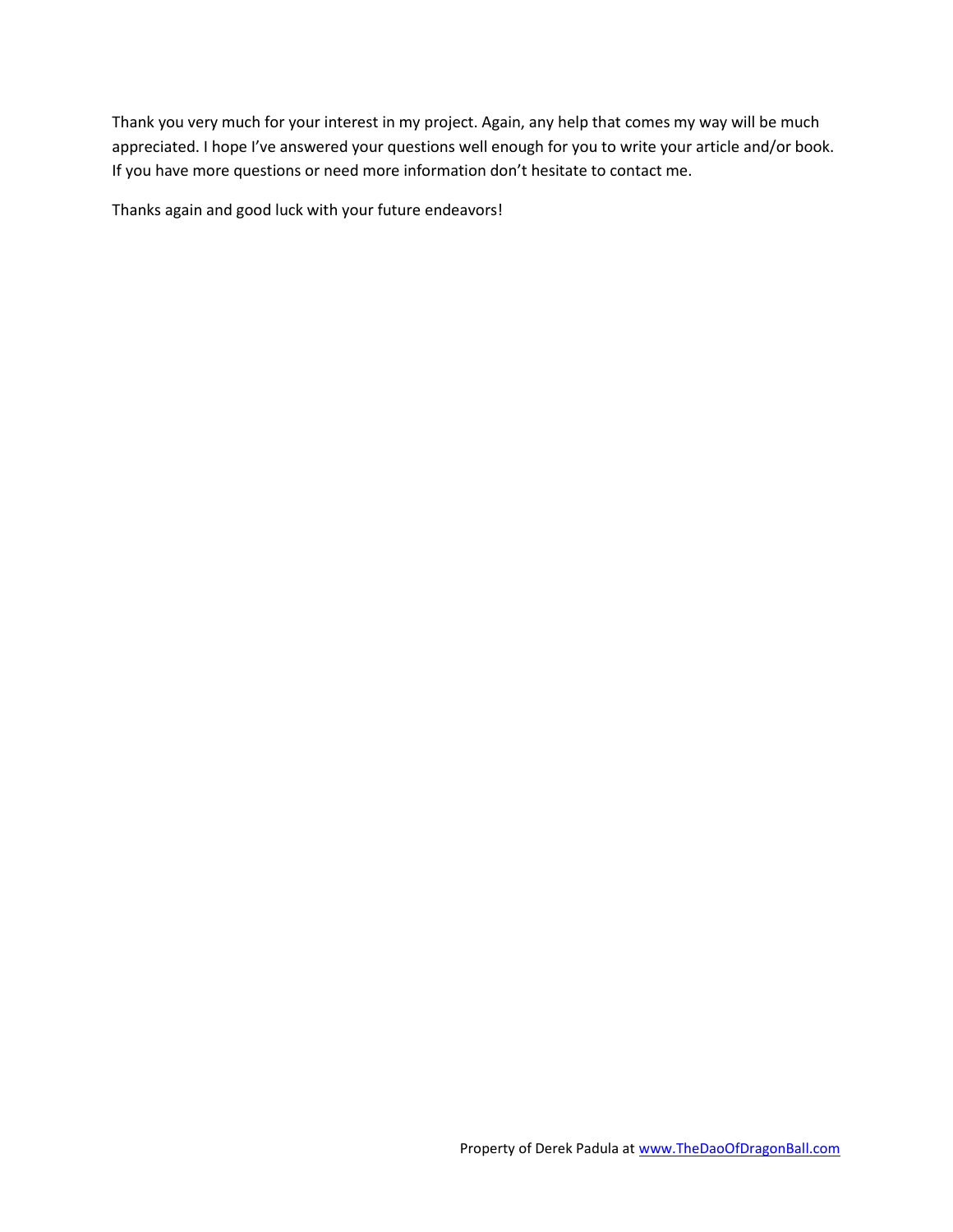Thank you very much for your interest in my project. Again, any help that comes my way will be much appreciated. I hope I've answered your questions well enough for you to write your article and/or book. If you have more questions or need more information don't hesitate to contact me.

Thanks again and good luck with your future endeavors!